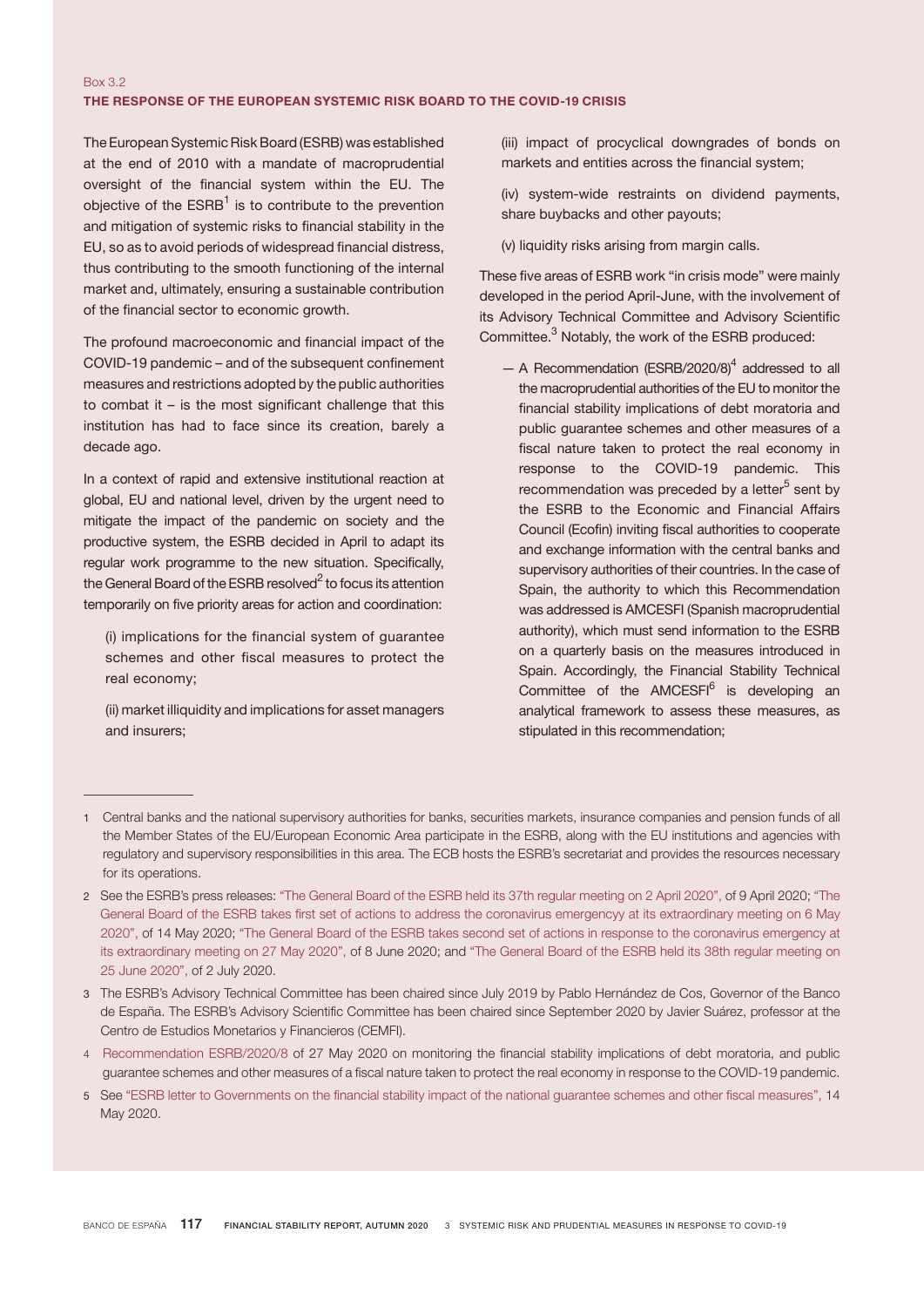Box 3.2

## THE RESPONSE OF THE EUROPEAN SYSTEMIC RISK BOARD TO THE COVID-19 CRISIS

The European Systemic Risk Board (ESRB) was established at the end of 2010 with a mandate of macroprudential oversight of the financial system within the EU. The objective of the ESRB[1] is to contribute to the prevention and mitigation of systemic risks to financial stability in the EU, so as to avoid periods of widespread financial distress, thus contributing to the smooth functioning of the internal market and, ultimately, ensuring a sustainable contribution of the financial sector to economic growth.

The profound macroeconomic and financial impact of the COVID-19 pandemic – and of the subsequent confinement measures and restrictions adopted by the public authorities to combat it – is the most significant challenge that this institution has had to face since its creation, barely a decade ago.

In a context of rapid and extensive institutional reaction at global, EU and national level, driven by the urgent need to mitigate the impact of the pandemic on society and the productive system, the ESRB decided in April to adapt its regular work programme to the new situation. Specifically, the General Board of the ESRB resolved[2] to focus its attention temporarily on five priority areas for action and coordination:

(i) implications for the financial system of guarantee schemes and other fiscal measures to protect the real economy;

(ii) market illiquidity and implications for asset managers and insurers;

(iii) impact of procyclical downgrades of bonds on markets and entities across the financial system;

(iv) system-wide restraints on dividend payments, share buybacks and other payouts;

(v) liquidity risks arising from margin calls.

These five areas of ESRB work "in crisis mode" were mainly developed in the period April-June, with the involvement of its Advisory Technical Committee and Advisory Scientific Committee.[3] Notably, the work of the ESRB produced:

- A Recommendation (ESRB/2020/8)[4] addressed to all the macroprudential authorities of the EU to monitor the financial stability implications of debt moratoria and public guarantee schemes and other measures of a fiscal nature taken to protect the real economy in response to the COVID-19 pandemic. This recommendation was preceded by a letter[5] sent by the ESRB to the Economic and Financial Affairs Council (Ecofin) inviting fiscal authorities to cooperate and exchange information with the central banks and supervisory authorities of their countries. In the case of Spain, the authority to which this Recommendation was addressed is AMCESFI (Spanish macroprudential authority), which must send information to the ESRB on a quarterly basis on the measures introduced in Spain. Accordingly, the Financial Stability Technical Committee of the AMCESFI[6] is developing an analytical framework to assess these measures, as stipulated in this recommendation;

---

1 Central banks and the national supervisory authorities for banks, securities markets, insurance companies and pension funds of all the Member States of the EU/European Economic Area participate in the ESRB, along with the EU institutions and agencies with regulatory and supervisory responsibilities in this area. The ECB hosts the ESRB's secretariat and provides the resources necessary for its operations.

2 See the ESRB's press releases: "The General Board of the ESRB held its 37th regular meeting on 2 April 2020", of 9 April 2020; "The General Board of the ESRB takes first set of actions to address the coronavirus emergencyy at its extraordinary meeting on 6 May 2020", of 14 May 2020; "The General Board of the ESRB takes second set of actions in response to the coronavirus emergency at its extraordinary meeting on 27 May 2020", of 8 June 2020; and "The General Board of the ESRB held its 38th regular meeting on 25 June 2020", of 2 July 2020.

3 The ESRB's Advisory Technical Committee has been chaired since July 2019 by Pablo Hernández de Cos, Governor of the Banco de España. The ESRB's Advisory Scientific Committee has been chaired since September 2020 by Javier Suárez, professor at the Centro de Estudios Monetarios y Financieros (CEMFI).

4 Recommendation ESRB/2020/8 of 27 May 2020 on monitoring the financial stability implications of debt moratoria, and public guarantee schemes and other measures of a fiscal nature taken to protect the real economy in response to the COVID-19 pandemic.

5 See "ESRB letter to Governments on the financial stability impact of the national guarantee schemes and other fiscal measures", 14 May 2020.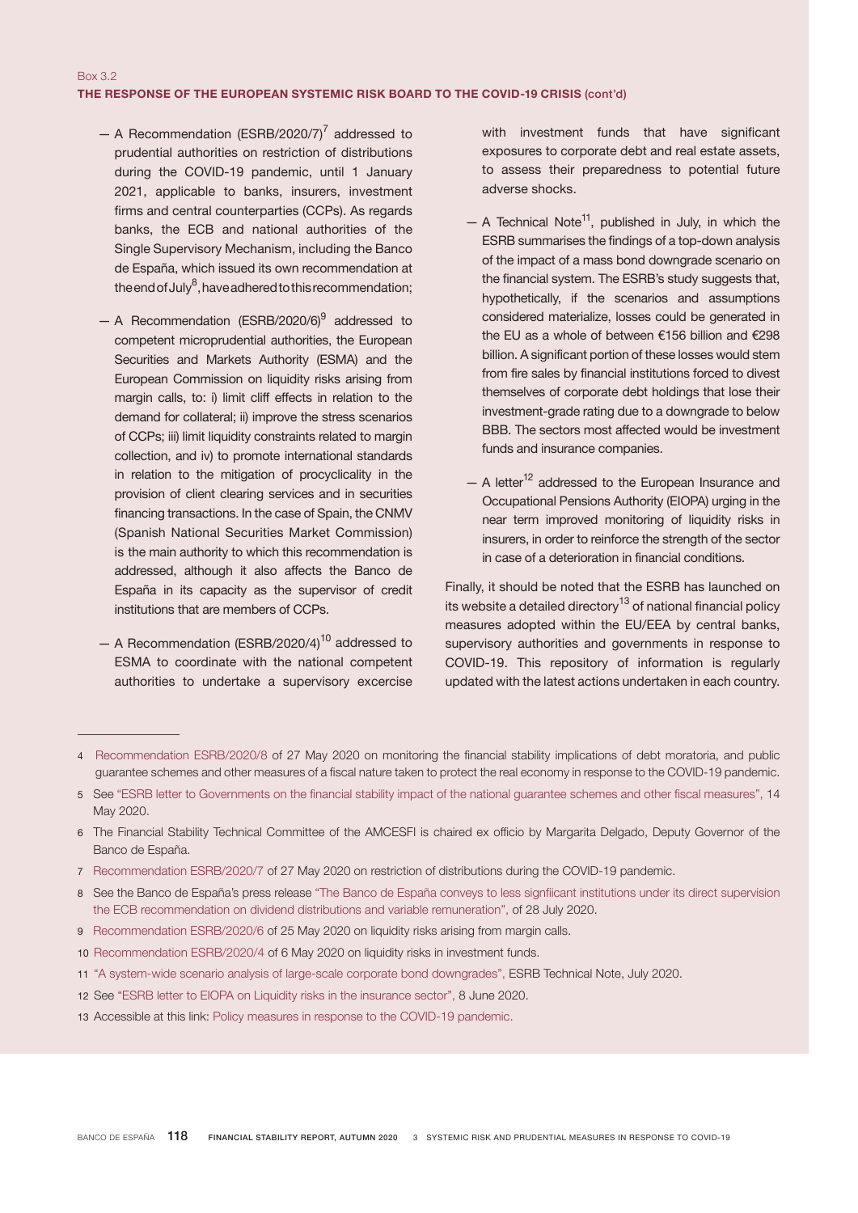Box 3.2

**THE RESPONSE OF THE EUROPEAN SYSTEMIC RISK BOARD TO THE COVID-19 CRISIS (cont'd)**

- A Recommendation (ESRB/2020/7)[7] addressed to prudential authorities on restriction of distributions during the COVID-19 pandemic, until 1 January 2021, applicable to banks, insurers, investment firms and central counterparties (CCPs). As regards banks, the ECB and national authorities of the Single Supervisory Mechanism, including the Banco de España, which issued its own recommendation at the end of July[8], have adhered to this recommendation;

- A Recommendation (ESRB/2020/6)[9] addressed to competent microprudential authorities, the European Securities and Markets Authority (ESMA) and the European Commission on liquidity risks arising from margin calls, to: i) limit cliff effects in relation to the demand for collateral; ii) improve the stress scenarios of CCPs; iii) limit liquidity constraints related to margin collection, and iv) to promote international standards in relation to the mitigation of procyclicality in the provision of client clearing services and in securities financing transactions. In the case of Spain, the CNMV (Spanish National Securities Market Commission) is the main authority to which this recommendation is addressed, although it also affects the Banco de España in its capacity as the supervisor of credit institutions that are members of CCPs.

- A Recommendation (ESRB/2020/4)[10] addressed to ESMA to coordinate with the national competent authorities to undertake a supervisory excercise with investment funds that have significant exposures to corporate debt and real estate assets, to assess their preparedness to potential future adverse shocks.

- A Technical Note[11], published in July, in which the ESRB summarises the findings of a top-down analysis of the impact of a mass bond downgrade scenario on the financial system. The ESRB's study suggests that, hypothetically, if the scenarios and assumptions considered materialize, losses could be generated in the EU as a whole of between €156 billion and €298 billion. A significant portion of these losses would stem from fire sales by financial institutions forced to divest themselves of corporate debt holdings that lose their investment-grade rating due to a downgrade to below BBB. The sectors most affected would be investment funds and insurance companies.

- A letter[12] addressed to the European Insurance and Occupational Pensions Authority (EIOPA) urging in the near term improved monitoring of liquidity risks in insurers, in order to reinforce the strength of the sector in case of a deterioration in financial conditions.

Finally, it should be noted that the ESRB has launched on its website a detailed directory[13] of national financial policy measures adopted within the EU/EEA by central banks, supervisory authorities and governments in response to COVID-19. This repository of information is regularly updated with the latest actions undertaken in each country.

---

4 Recommendation ESRB/2020/8 of 27 May 2020 on monitoring the financial stability implications of debt moratoria, and public guarantee schemes and other measures of a fiscal nature taken to protect the real economy in response to the COVID-19 pandemic.

5 See "ESRB letter to Governments on the financial stability impact of the national guarantee schemes and other fiscal measures", 14 May 2020.

6 The Financial Stability Technical Committee of the AMCESFI is chaired ex officio by Margarita Delgado, Deputy Governor of the Banco de España.

7 Recommendation ESRB/2020/7 of 27 May 2020 on restriction of distributions during the COVID-19 pandemic.

8 See the Banco de España's press release "The Banco de España conveys to less signfiicant institutions under its direct supervision the ECB recommendation on dividend distributions and variable remuneration", of 28 July 2020.

9 Recommendation ESRB/2020/6 of 25 May 2020 on liquidity risks arising from margin calls.

10 Recommendation ESRB/2020/4 of 6 May 2020 on liquidity risks in investment funds.

11 "A system-wide scenario analysis of large-scale corporate bond downgrades", ESRB Technical Note, July 2020.

12 See "ESRB letter to EIOPA on Liquidity risks in the insurance sector", 8 June 2020.

13 Accessible at this link: Policy measures in response to the COVID-19 pandemic.